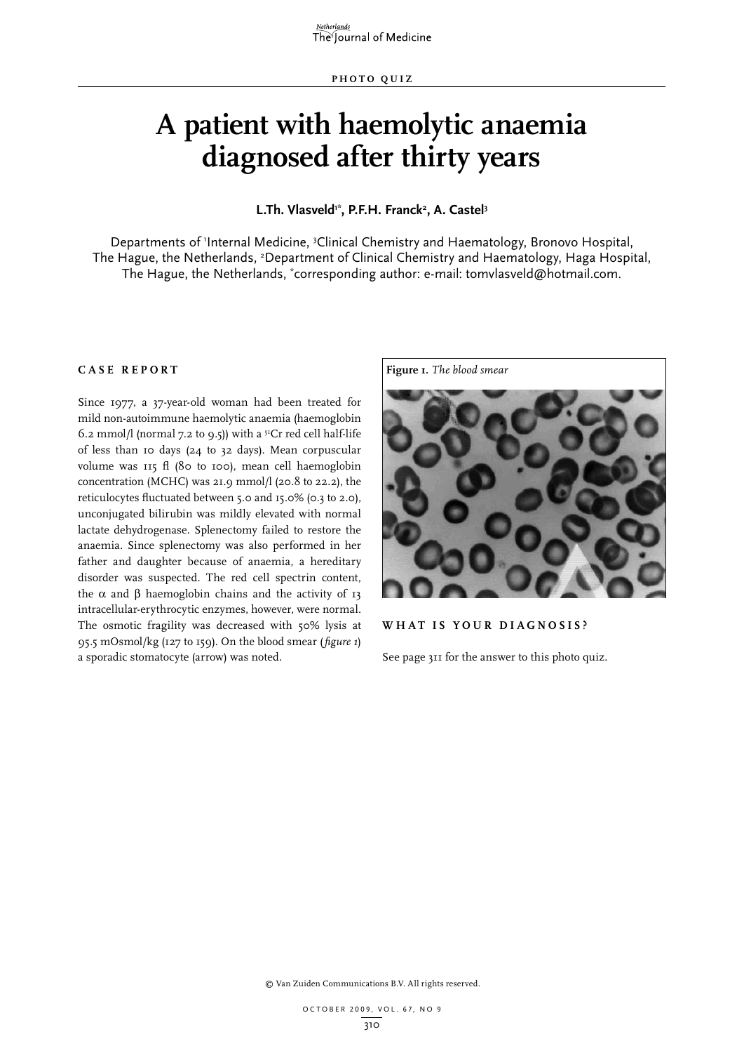PHOTO QUIZ

# A patient with haemolytic anaemia diagnosed after thirty years

**L.Th. Vlasveld[1*], P.F.H. Franck[2], A. Castel[3]**

Departments of [1]Internal Medicine, [3]Clinical Chemistry and Haematology, Bronovo Hospital, The Hague, the Netherlands, [2]Department of Clinical Chemistry and Haematology, Haga Hospital, The Hague, the Netherlands, [*]corresponding author: e-mail: tomvlasveld@hotmail.com.

## CASE REPORT

Since 1977, a 37-year-old woman had been treated for mild non-autoimmune haemolytic anaemia (haemoglobin 6.2 mmol/l (normal 7.2 to 9.5)) with a $^{51}$Cr red cell half-life of less than 10 days (24 to 32 days). Mean corpuscular volume was 115 fl (80 to 100), mean cell haemoglobin concentration (MCHC) was 21.9 mmol/l (20.8 to 22.2), the reticulocytes fluctuated between 5.0 and 15.0% (0.3 to 2.0), unconjugated bilirubin was mildly elevated with normal lactate dehydrogenase. Splenectomy failed to restore the anaemia. Since splenectomy was also performed in her father and daughter because of anaemia, a hereditary disorder was suspected. The red cell spectrin content, the $\alpha$ and $\beta$ haemoglobin chains and the activity of 13 intracellular-erythrocytic enzymes, however, were normal. The osmotic fragility was decreased with 50% lysis at 95.5 mOsmol/kg (127 to 159). On the blood smear (*figure 1*) a sporadic stomatocyte (arrow) was noted.

**Figure 1.** *The blood smear*

## WHAT IS YOUR DIAGNOSIS?

See page 311 for the answer to this photo quiz.

© Van Zuiden Communications B.V. All rights reserved.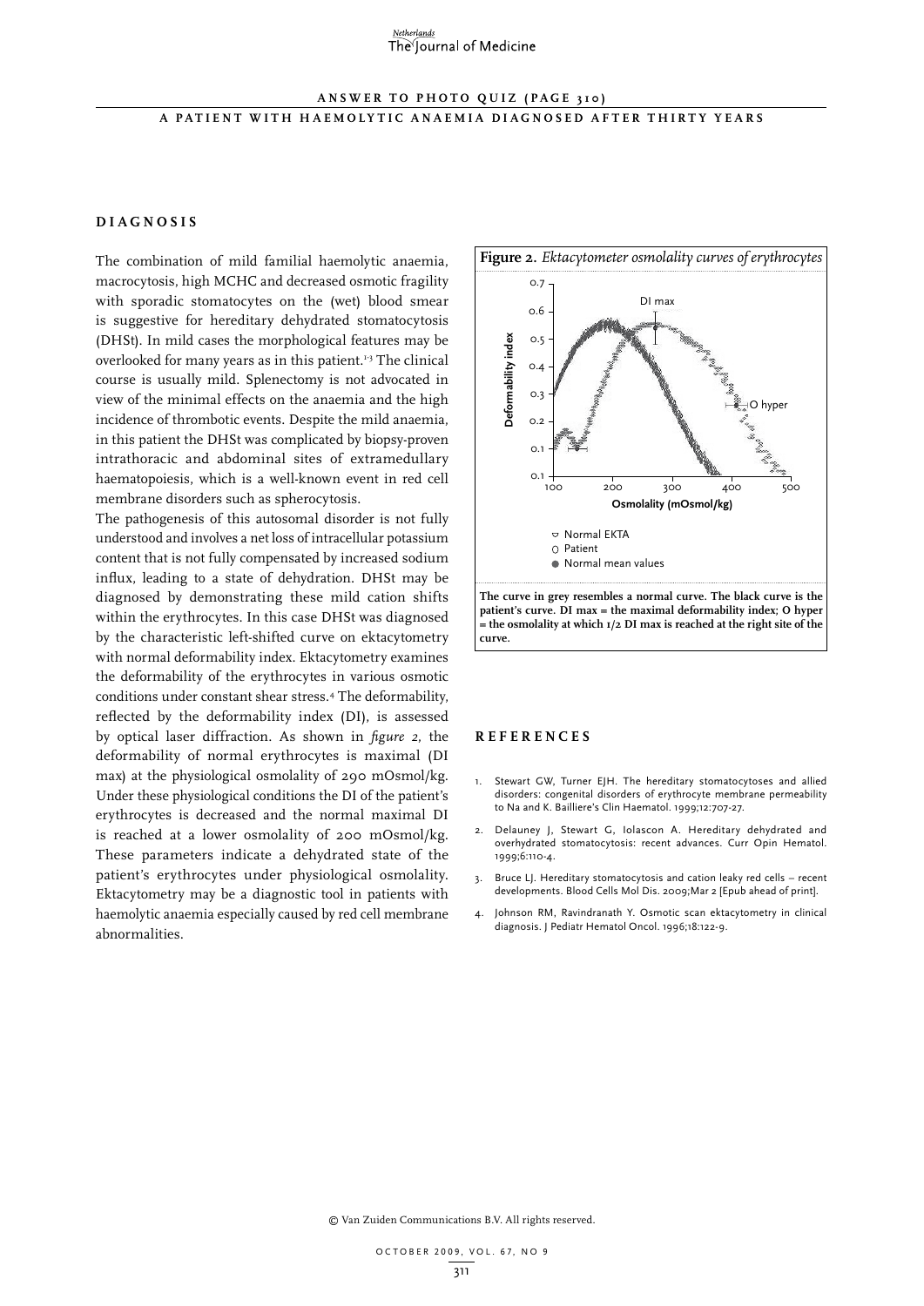## ANSWER TO PHOTO QUIZ (PAGE 310)

### A PATIENT WITH HAEMOLYTIC ANAEMIA DIAGNOSED AFTER THIRTY YEARS

## DIAGNOSIS

The combination of mild familial haemolytic anaemia, macrocytosis, high MCHC and decreased osmotic fragility with sporadic stomatocytes on the (wet) blood smear is suggestive for hereditary dehydrated stomatocytosis (DHSt). In mild cases the morphological features may be overlooked for many years as in this patient.[1-3] The clinical course is usually mild. Splenectomy is not advocated in view of the minimal effects on the anaemia and the high incidence of thrombotic events. Despite the mild anaemia, in this patient the DHSt was complicated by biopsy-proven intrathoracic and abdominal sites of extramedullary haematopoiesis, which is a well-known event in red cell membrane disorders such as spherocytosis.

The pathogenesis of this autosomal disorder is not fully understood and involves a net loss of intracellular potassium content that is not fully compensated by increased sodium influx, leading to a state of dehydration. DHSt may be diagnosed by demonstrating these mild cation shifts within the erythrocytes. In this case DHSt was diagnosed by the characteristic left-shifted curve on ektacytometry with normal deformability index. Ektacytometry examines the deformability of the erythrocytes in various osmotic conditions under constant shear stress.[4] The deformability, reflected by the deformability index (DI), is assessed by optical laser diffraction. As shown in *figure 2*, the deformability of normal erythrocytes is maximal (DI max) at the physiological osmolality of 290 mOsmol/kg. Under these physiological conditions the DI of the patient's erythrocytes is decreased and the normal maximal DI is reached at a lower osmolality of 200 mOsmol/kg. These parameters indicate a dehydrated state of the patient's erythrocytes under physiological osmolality. Ektacytometry may be a diagnostic tool in patients with haemolytic anaemia especially caused by red cell membrane abnormalities.

**Figure 2.** *Ektacytometer osmolality curves of erythrocytes*

Deformability index

0.7
0.6
0.5
0.4
0.3
0.2
0.1
0.1

DI max

O hyper

100
200
300
400
500

Osmolality (mOsmol/kg)

▽ Normal EKTA
○ Patient
● Normal mean values

**The curve in grey resembles a normal curve. The black curve is the patient's curve. DI max = the maximal deformability index; O hyper = the osmolality at which 1/2 DI max is reached at the right site of the curve.**

## REFERENCES

1. Stewart GW, Turner EJH. The hereditary stomatocytoses and allied disorders: congenital disorders of erythrocyte membrane permeability to Na and K. Bailliere's Clin Haematol. 1999;12:707-27.
2. Delauney J, Stewart G, Iolascon A. Hereditary dehydrated and overhydrated stomatocytosis: recent advances. Curr Opin Hematol. 1999;6:110-4.
3. Bruce LJ. Hereditary stomatocytosis and cation leaky red cells – recent developments. Blood Cells Mol Dis. 2009;Mar 2 [Epub ahead of print].
4. Johnson RM, Ravindranath Y. Osmotic scan ektacytometry in clinical diagnosis. J Pediatr Hematol Oncol. 1996;18:122-9.

© Van Zuiden Communications B.V. All rights reserved.